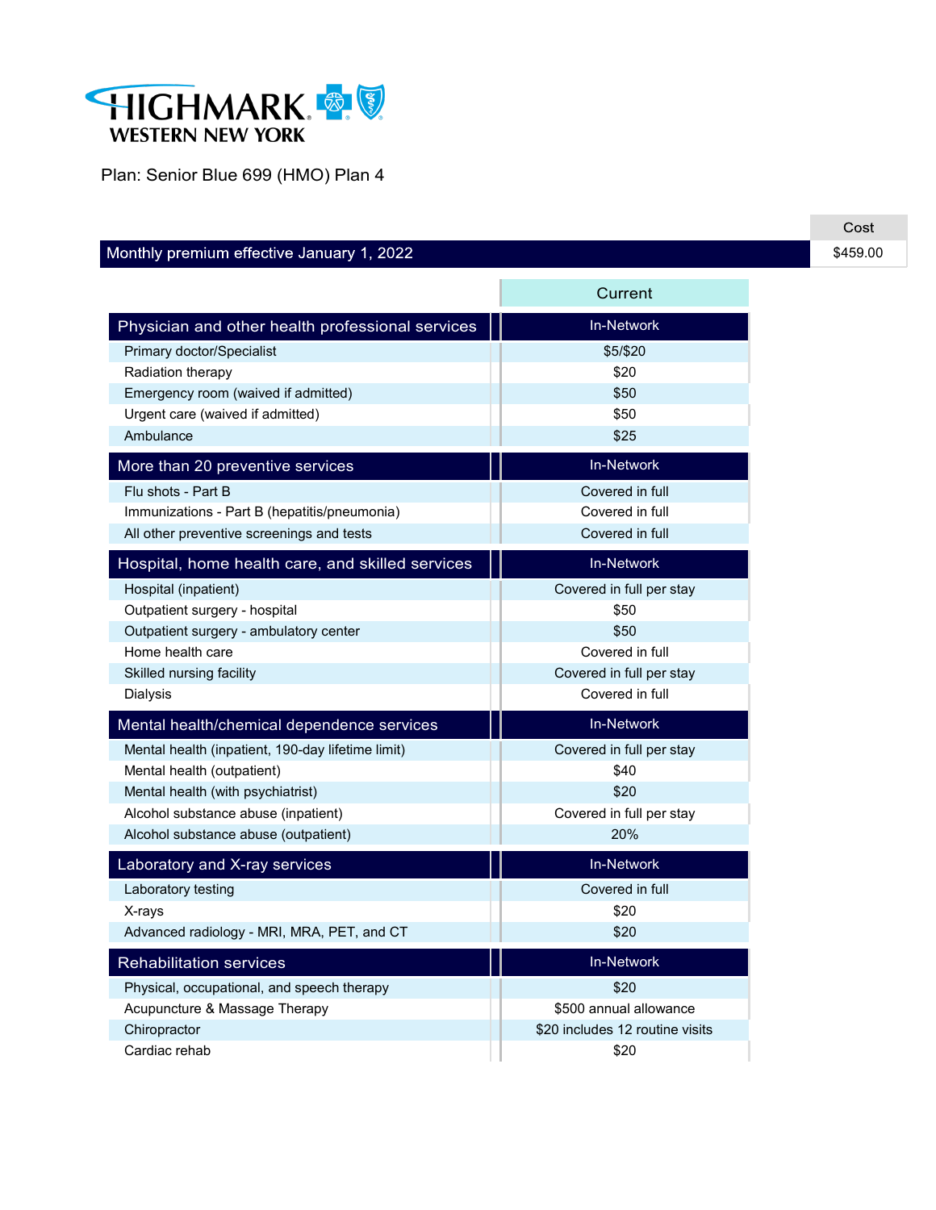HIGHMARK WESTERN NEW YORK

Plan: Senior Blue 699 (HMO) Plan 4

| | Cost |
|---|---|
| Monthly premium effective January 1, 2022 | $459.00 |

| | Current |
|---|---|
| **Physician and other health professional services** | **In-Network** |
| Primary doctor/Specialist | $5/$20 |
| Radiation therapy | $20 |
| Emergency room (waived if admitted) | $50 |
| Urgent care (waived if admitted) | $50 |
| Ambulance | $25 |
| **More than 20 preventive services** | **In-Network** |
| Flu shots - Part B | Covered in full |
| Immunizations - Part B (hepatitis/pneumonia) | Covered in full |
| All other preventive screenings and tests | Covered in full |
| **Hospital, home health care, and skilled services** | **In-Network** |
| Hospital (inpatient) | Covered in full per stay |
| Outpatient surgery - hospital | $50 |
| Outpatient surgery - ambulatory center | $50 |
| Home health care | Covered in full |
| Skilled nursing facility | Covered in full per stay |
| Dialysis | Covered in full |
| **Mental health/chemical dependence services** | **In-Network** |
| Mental health (inpatient, 190-day lifetime limit) | Covered in full per stay |
| Mental health (outpatient) | $40 |
| Mental health (with psychiatrist) | $20 |
| Alcohol substance abuse (inpatient) | Covered in full per stay |
| Alcohol substance abuse (outpatient) | 20% |
| **Laboratory and X-ray services** | **In-Network** |
| Laboratory testing | Covered in full |
| X-rays | $20 |
| Advanced radiology - MRI, MRA, PET, and CT | $20 |
| **Rehabilitation services** | **In-Network** |
| Physical, occupational, and speech therapy | $20 |
| Acupuncture & Massage Therapy | $500 annual allowance |
| Chiropractor | $20 includes 12 routine visits |
| Cardiac rehab | $20 |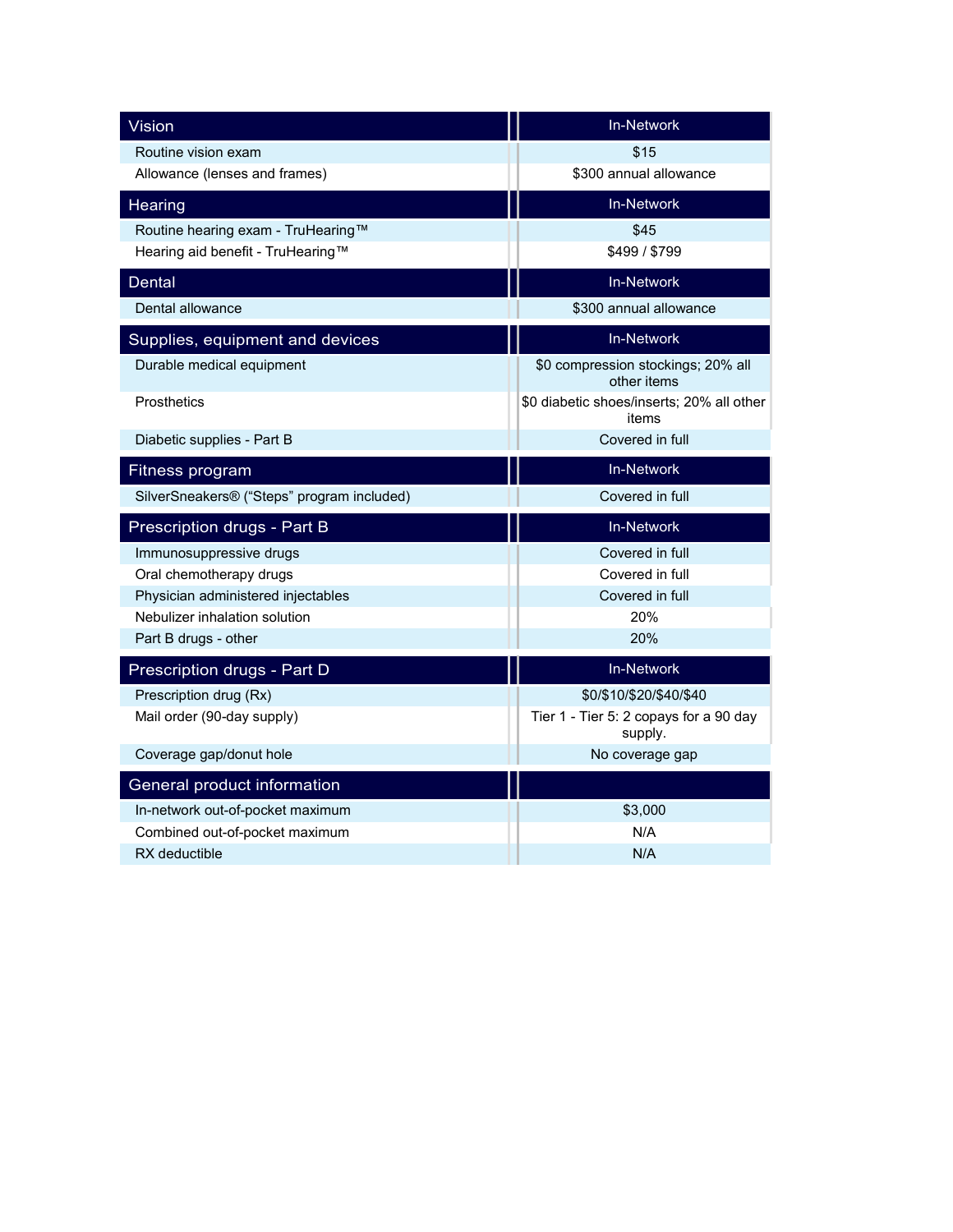| Vision | In-Network |
| --- | --- |
| Routine vision exam | $15 |
| Allowance (lenses and frames) | $300 annual allowance |

| Hearing | In-Network |
| --- | --- |
| Routine hearing exam - TruHearing™ | $45 |
| Hearing aid benefit - TruHearing™ | $499 / $799 |

| Dental | In-Network |
| --- | --- |
| Dental allowance | $300 annual allowance |

| Supplies, equipment and devices | In-Network |
| --- | --- |
| Durable medical equipment | $0 compression stockings; 20% all other items |
| Prosthetics | $0 diabetic shoes/inserts; 20% all other items |
| Diabetic supplies - Part B | Covered in full |

| Fitness program | In-Network |
| --- | --- |
| SilverSneakers® ("Steps" program included) | Covered in full |

| Prescription drugs - Part B | In-Network |
| --- | --- |
| Immunosuppressive drugs | Covered in full |
| Oral chemotherapy drugs | Covered in full |
| Physician administered injectables | Covered in full |
| Nebulizer inhalation solution | 20% |
| Part B drugs - other | 20% |

| Prescription drugs - Part D | In-Network |
| --- | --- |
| Prescription drug (Rx) | $0/$10/$20/$40/$40 |
| Mail order (90-day supply) | Tier 1 - Tier 5: 2 copays for a 90 day supply. |
| Coverage gap/donut hole | No coverage gap |

| General product information | |
| --- | --- |
| In-network out-of-pocket maximum | $3,000 |
| Combined out-of-pocket maximum | N/A |
| RX deductible | N/A |